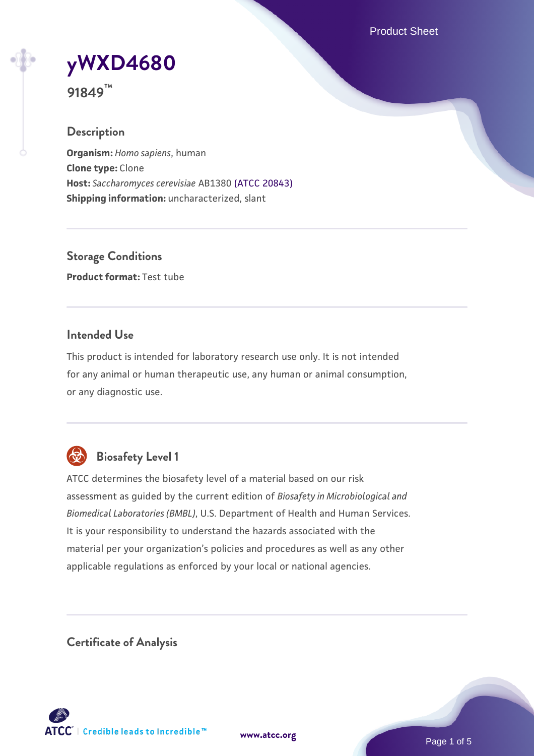# yWXD4680

**91849™**

## Description

**Organism:** *Homo sapiens*, human
**Clone type:** Clone
**Host:** *Saccharomyces cerevisiae* AB1380 (ATCC 20843)
**Shipping information:** uncharacterized, slant

## Storage Conditions

**Product format:** Test tube

## Intended Use

This product is intended for laboratory research use only. It is not intended for any animal or human therapeutic use, any human or animal consumption, or any diagnostic use.

## Biosafety Level 1

ATCC determines the biosafety level of a material based on our risk assessment as guided by the current edition of *Biosafety in Microbiological and Biomedical Laboratories (BMBL)*, U.S. Department of Health and Human Services. It is your responsibility to understand the hazards associated with the material per your organization's policies and procedures as well as any other applicable regulations as enforced by your local or national agencies.

## Certificate of Analysis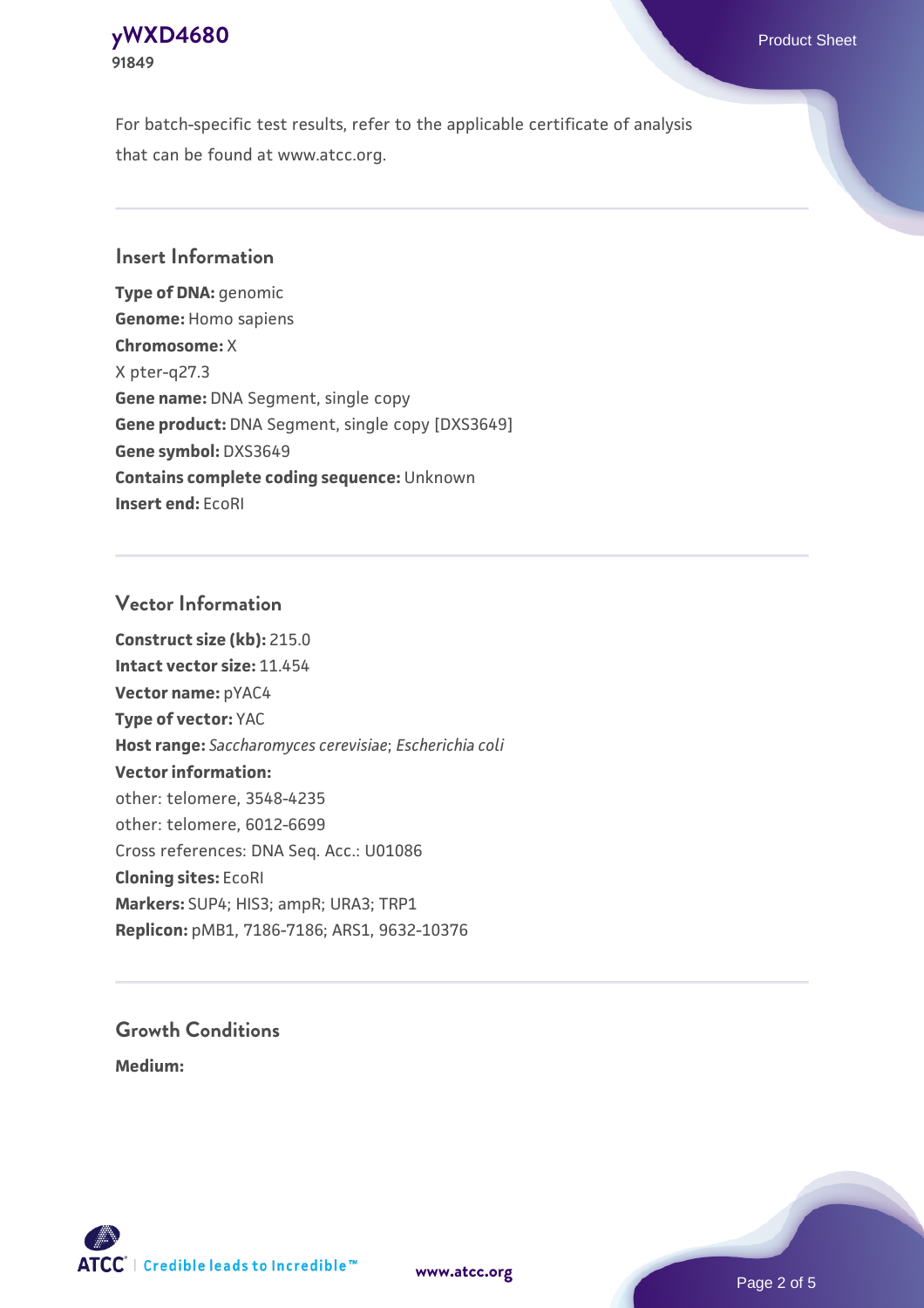For batch-specific test results, refer to the applicable certificate of analysis that can be found at www.atcc.org.

## Insert Information

**Type of DNA:** genomic
**Genome:** Homo sapiens
**Chromosome:** X
X pter-q27.3
**Gene name:** DNA Segment, single copy
**Gene product:** DNA Segment, single copy [DXS3649]
**Gene symbol:** DXS3649
**Contains complete coding sequence:** Unknown
**Insert end:** EcoRI

## Vector Information

**Construct size (kb):** 215.0
**Intact vector size:** 11.454
**Vector name:** pYAC4
**Type of vector:** YAC
**Host range:** *Saccharomyces cerevisiae*; *Escherichia coli*
**Vector information:**
other: telomere, 3548-4235
other: telomere, 6012-6699
Cross references: DNA Seq. Acc.: U01086
**Cloning sites:** EcoRI
**Markers:** SUP4; HIS3; ampR; URA3; TRP1
**Replicon:** pMB1, 7186-7186; ARS1, 9632-10376

## Growth Conditions

**Medium:**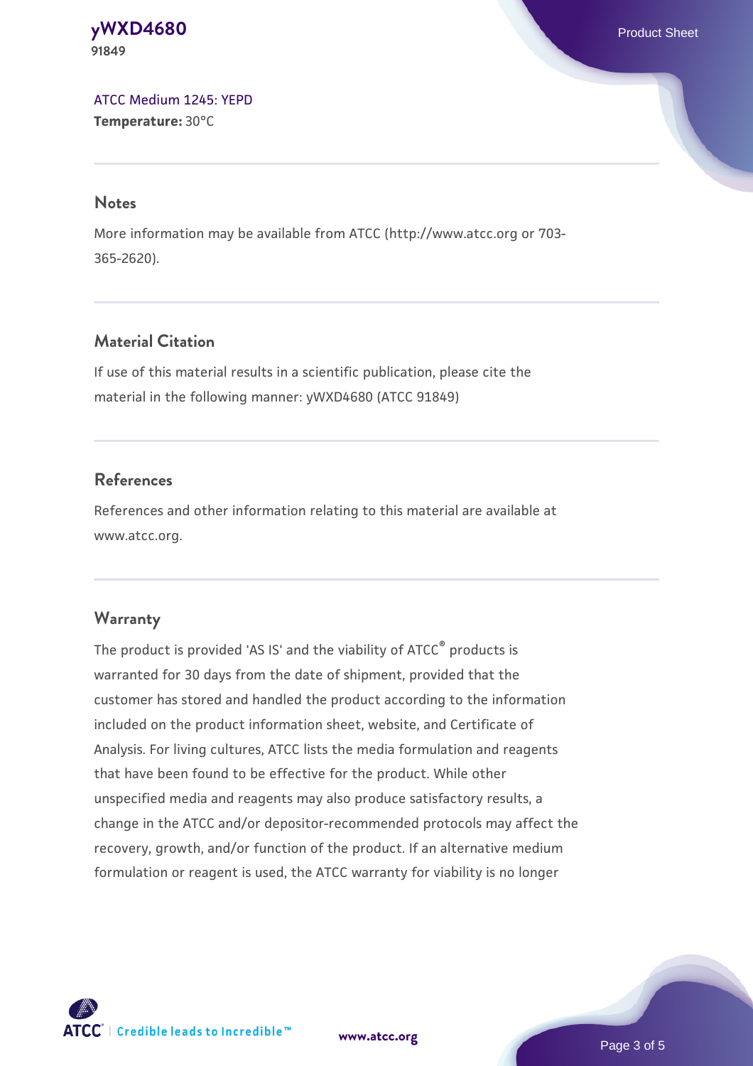ATCC Medium 1245: YEPD
**Temperature:** 30°C

## Notes

More information may be available from ATCC (http://www.atcc.org or 703-365-2620).

## Material Citation

If use of this material results in a scientific publication, please cite the material in the following manner: yWXD4680 (ATCC 91849)

## References

References and other information relating to this material are available at www.atcc.org.

## Warranty

The product is provided 'AS IS' and the viability of ATCC® products is warranted for 30 days from the date of shipment, provided that the customer has stored and handled the product according to the information included on the product information sheet, website, and Certificate of Analysis. For living cultures, ATCC lists the media formulation and reagents that have been found to be effective for the product. While other unspecified media and reagents may also produce satisfactory results, a change in the ATCC and/or depositor-recommended protocols may affect the recovery, growth, and/or function of the product. If an alternative medium formulation or reagent is used, the ATCC warranty for viability is no longer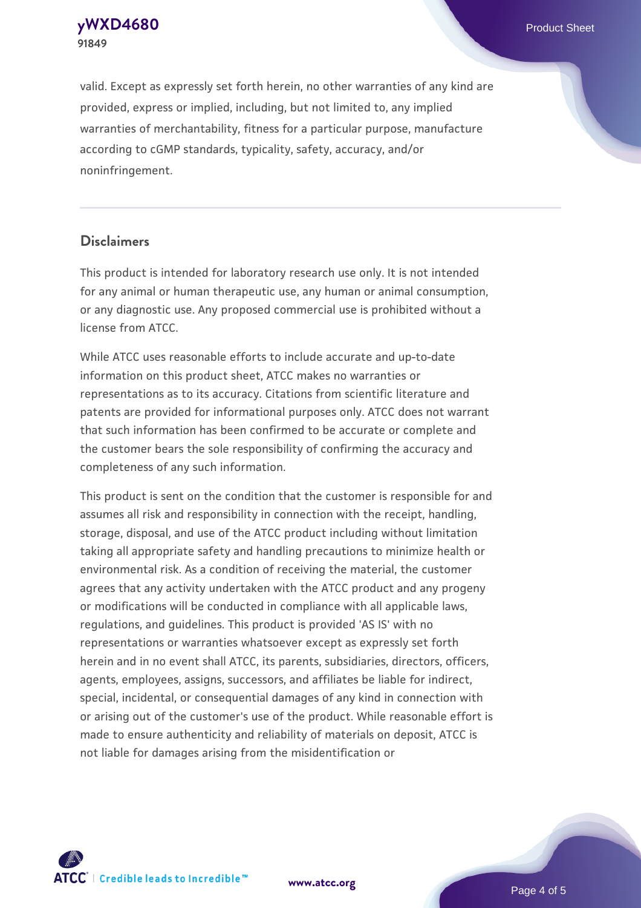valid. Except as expressly set forth herein, no other warranties of any kind are provided, express or implied, including, but not limited to, any implied warranties of merchantability, fitness for a particular purpose, manufacture according to cGMP standards, typicality, safety, accuracy, and/or noninfringement.

## Disclaimers

This product is intended for laboratory research use only. It is not intended for any animal or human therapeutic use, any human or animal consumption, or any diagnostic use. Any proposed commercial use is prohibited without a license from ATCC.

While ATCC uses reasonable efforts to include accurate and up-to-date information on this product sheet, ATCC makes no warranties or representations as to its accuracy. Citations from scientific literature and patents are provided for informational purposes only. ATCC does not warrant that such information has been confirmed to be accurate or complete and the customer bears the sole responsibility of confirming the accuracy and completeness of any such information.

This product is sent on the condition that the customer is responsible for and assumes all risk and responsibility in connection with the receipt, handling, storage, disposal, and use of the ATCC product including without limitation taking all appropriate safety and handling precautions to minimize health or environmental risk. As a condition of receiving the material, the customer agrees that any activity undertaken with the ATCC product and any progeny or modifications will be conducted in compliance with all applicable laws, regulations, and guidelines. This product is provided 'AS IS' with no representations or warranties whatsoever except as expressly set forth herein and in no event shall ATCC, its parents, subsidiaries, directors, officers, agents, employees, assigns, successors, and affiliates be liable for indirect, special, incidental, or consequential damages of any kind in connection with or arising out of the customer's use of the product. While reasonable effort is made to ensure authenticity and reliability of materials on deposit, ATCC is not liable for damages arising from the misidentification or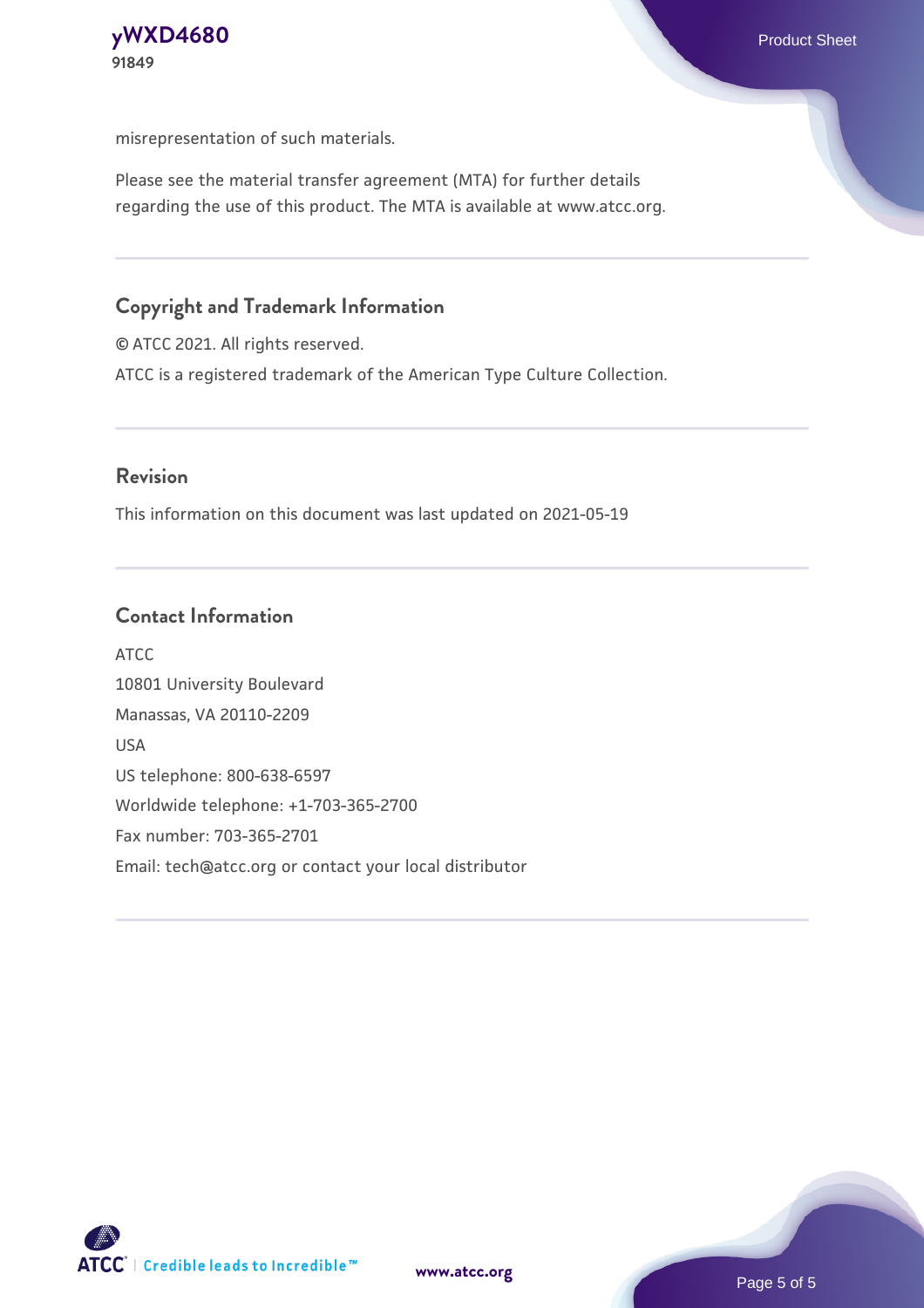misrepresentation of such materials.

Please see the material transfer agreement (MTA) for further details regarding the use of this product. The MTA is available at www.atcc.org.

## Copyright and Trademark Information

© ATCC 2021. All rights reserved.

ATCC is a registered trademark of the American Type Culture Collection.

## Revision

This information on this document was last updated on 2021-05-19

## Contact Information

ATCC
10801 University Boulevard
Manassas, VA 20110-2209
USA
US telephone: 800-638-6597
Worldwide telephone: +1-703-365-2700
Fax number: 703-365-2701
Email: tech@atcc.org or contact your local distributor